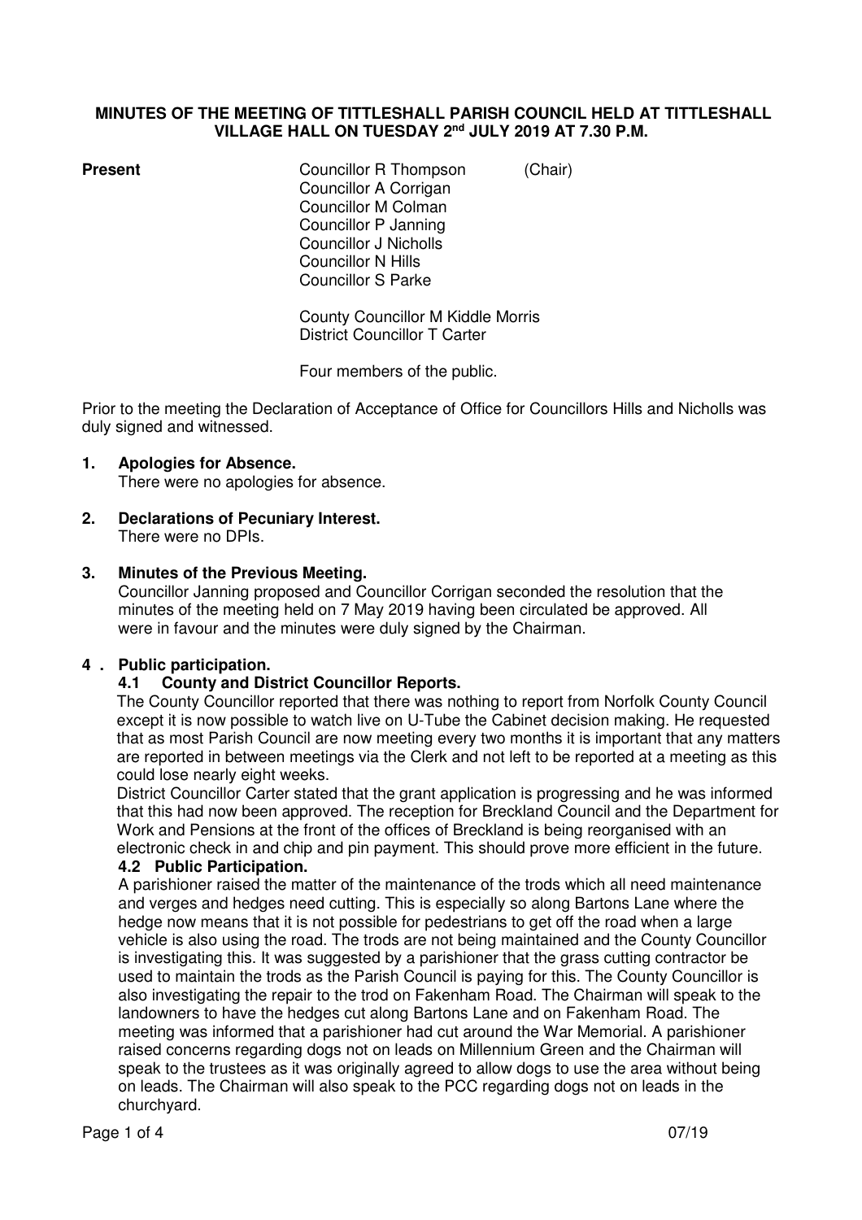**MINUTES OF THE MEETING OF TITTLESHALL PARISH COUNCIL HELD AT TITTLESHALL VILLAGE HALL ON TUESDAY 2nd JULY 2019 AT 7.30 P.M.**

**Present**

Councillor R Thompson (Chair)
Councillor A Corrigan
Councillor M Colman
Councillor P Janning
Councillor J Nicholls
Councillor N Hills
Councillor S Parke

County Councillor M Kiddle Morris
District Councillor T Carter

Four members of the public.

Prior to the meeting the Declaration of Acceptance of Office for Councillors Hills and Nicholls was duly signed and witnessed.

**1. Apologies for Absence.**

There were no apologies for absence.

**2. Declarations of Pecuniary Interest.**

There were no DPIs.

**3. Minutes of the Previous Meeting.**

Councillor Janning proposed and Councillor Corrigan seconded the resolution that the minutes of the meeting held on 7 May 2019 having been circulated be approved. All were in favour and the minutes were duly signed by the Chairman.

**4 . Public participation.**

**4.1 County and District Councillor Reports.**

The County Councillor reported that there was nothing to report from Norfolk County Council except it is now possible to watch live on U-Tube the Cabinet decision making. He requested that as most Parish Council are now meeting every two months it is important that any matters are reported in between meetings via the Clerk and not left to be reported at a meeting as this could lose nearly eight weeks.

District Councillor Carter stated that the grant application is progressing and he was informed that this had now been approved. The reception for Breckland Council and the Department for Work and Pensions at the front of the offices of Breckland is being reorganised with an electronic check in and chip and pin payment. This should prove more efficient in the future.

**4.2 Public Participation.**

A parishioner raised the matter of the maintenance of the trods which all need maintenance and verges and hedges need cutting. This is especially so along Bartons Lane where the hedge now means that it is not possible for pedestrians to get off the road when a large vehicle is also using the road. The trods are not being maintained and the County Councillor is investigating this. It was suggested by a parishioner that the grass cutting contractor be used to maintain the trods as the Parish Council is paying for this. The County Councillor is also investigating the repair to the trod on Fakenham Road. The Chairman will speak to the landowners to have the hedges cut along Bartons Lane and on Fakenham Road. The meeting was informed that a parishioner had cut around the War Memorial. A parishioner raised concerns regarding dogs not on leads on Millennium Green and the Chairman will speak to the trustees as it was originally agreed to allow dogs to use the area without being on leads. The Chairman will also speak to the PCC regarding dogs not on leads in the churchyard.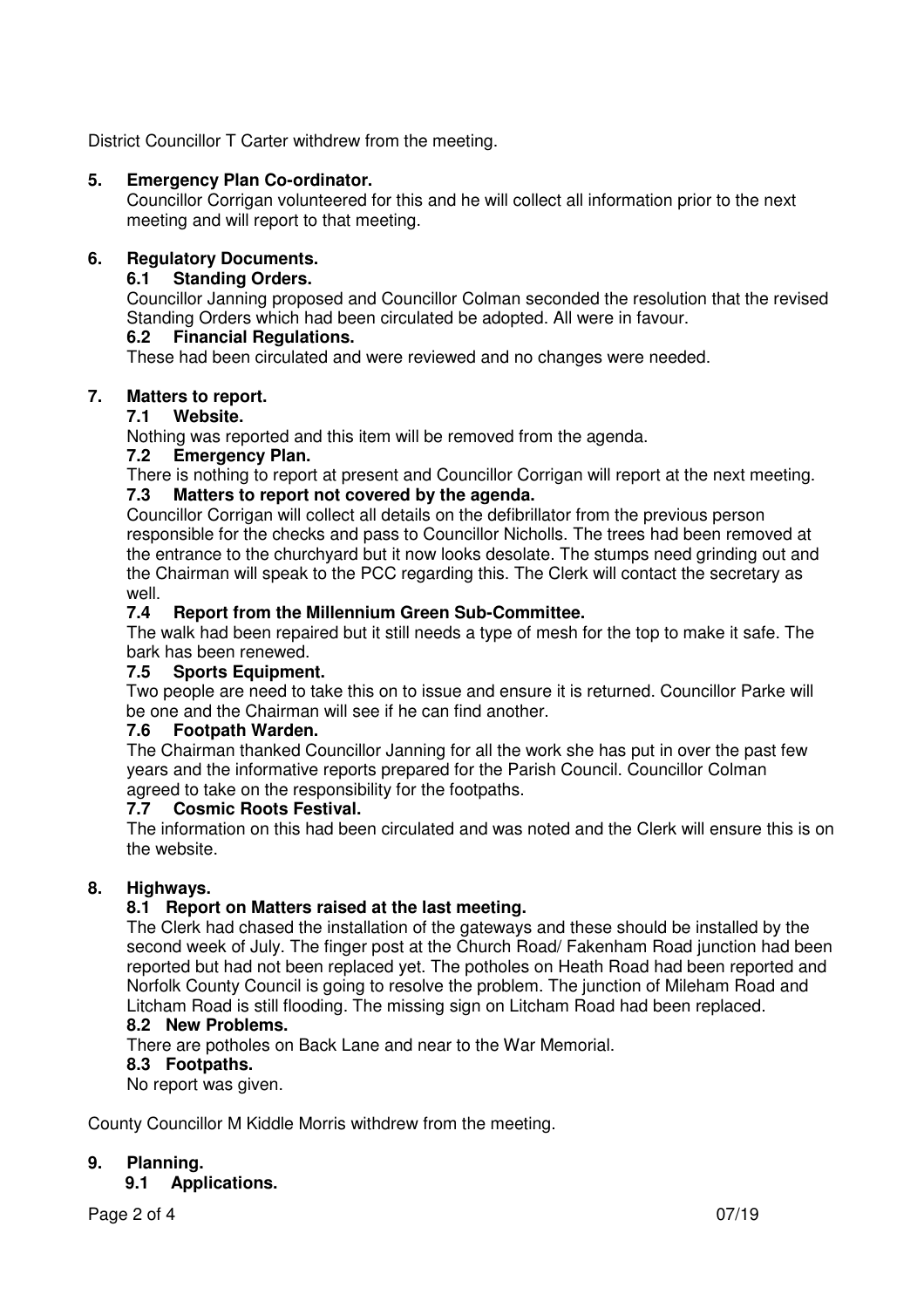District Councillor T Carter withdrew from the meeting.

## 5. Emergency Plan Co-ordinator.

Councillor Corrigan volunteered for this and he will collect all information prior to the next meeting and will report to that meeting.

## 6. Regulatory Documents.

### 6.1 Standing Orders.

Councillor Janning proposed and Councillor Colman seconded the resolution that the revised Standing Orders which had been circulated be adopted. All were in favour.

### 6.2 Financial Regulations.

These had been circulated and were reviewed and no changes were needed.

## 7. Matters to report.

### 7.1 Website.

Nothing was reported and this item will be removed from the agenda.

### 7.2 Emergency Plan.

There is nothing to report at present and Councillor Corrigan will report at the next meeting.

### 7.3 Matters to report not covered by the agenda.

Councillor Corrigan will collect all details on the defibrillator from the previous person responsible for the checks and pass to Councillor Nicholls. The trees had been removed at the entrance to the churchyard but it now looks desolate. The stumps need grinding out and the Chairman will speak to the PCC regarding this. The Clerk will contact the secretary as well.

### 7.4 Report from the Millennium Green Sub-Committee.

The walk had been repaired but it still needs a type of mesh for the top to make it safe. The bark has been renewed.

### 7.5 Sports Equipment.

Two people are need to take this on to issue and ensure it is returned. Councillor Parke will be one and the Chairman will see if he can find another.

### 7.6 Footpath Warden.

The Chairman thanked Councillor Janning for all the work she has put in over the past few years and the informative reports prepared for the Parish Council. Councillor Colman agreed to take on the responsibility for the footpaths.

### 7.7 Cosmic Roots Festival.

The information on this had been circulated and was noted and the Clerk will ensure this is on the website.

## 8. Highways.

### 8.1 Report on Matters raised at the last meeting.

The Clerk had chased the installation of the gateways and these should be installed by the second week of July. The finger post at the Church Road/ Fakenham Road junction had been reported but had not been replaced yet. The potholes on Heath Road had been reported and Norfolk County Council is going to resolve the problem. The junction of Mileham Road and Litcham Road is still flooding. The missing sign on Litcham Road had been replaced.

### 8.2 New Problems.

There are potholes on Back Lane and near to the War Memorial.

### 8.3 Footpaths.

No report was given.

County Councillor M Kiddle Morris withdrew from the meeting.

## 9. Planning.

### 9.1 Applications.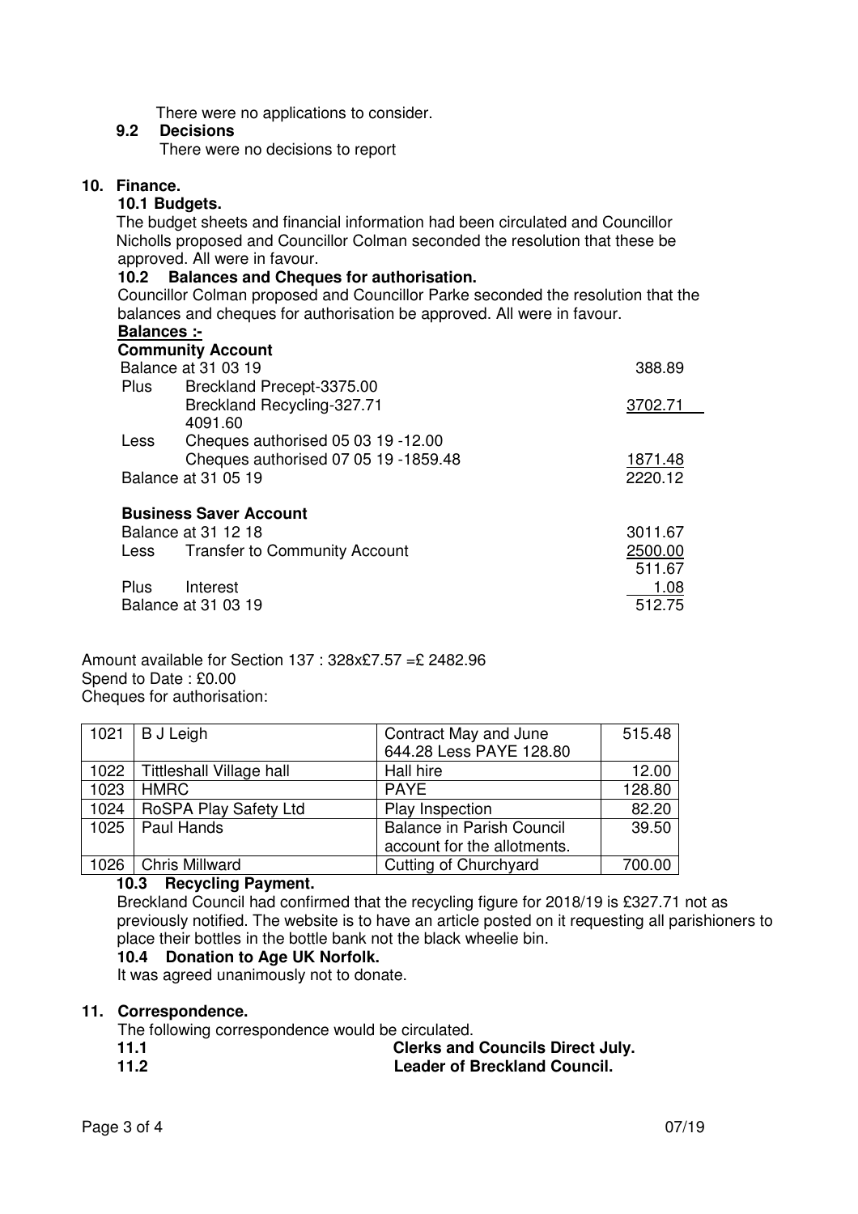There were no applications to consider.

**9.2 Decisions**

There were no decisions to report

## 10. Finance.

### 10.1 Budgets.

The budget sheets and financial information had been circulated and Councillor Nicholls proposed and Councillor Colman seconded the resolution that these be approved. All were in favour.

### 10.2 Balances and Cheques for authorisation.

Councillor Colman proposed and Councillor Parke seconded the resolution that the balances and cheques for authorisation be approved. All were in favour.

**Balances :-**

**Community Account**

| | | |
|---|---|---|
| Balance at 31 03 19 | | 388.89 |
| Plus | Breckland Precept-3375.00 | |
| | Breckland Recycling-327.71 | 3702.71 |
| | 4091.60 | |
| Less | Cheques authorised 05 03 19 -12.00 | |
| | Cheques authorised 07 05 19 -1859.48 | 1871.48 |
| Balance at 31 05 19 | | 2220.12 |

**Business Saver Account**

| | | |
|---|---|---|
| Balance at 31 12 18 | | 3011.67 |
| Less | Transfer to Community Account | 2500.00 |
| | | 511.67 |
| Plus | Interest | 1.08 |
| Balance at 31 03 19 | | 512.75 |

Amount available for Section 137 : 328x£7.57 =£ 2482.96
Spend to Date : £0.00
Cheques for authorisation:

| | | | |
|---|---|---|---|
| 1021 | B J Leigh | Contract May and June 644.28 Less PAYE 128.80 | 515.48 |
| 1022 | Tittleshall Village hall | Hall hire | 12.00 |
| 1023 | HMRC | PAYE | 128.80 |
| 1024 | RoSPA Play Safety Ltd | Play Inspection | 82.20 |
| 1025 | Paul Hands | Balance in Parish Council account for the allotments. | 39.50 |
| 1026 | Chris Millward | Cutting of Churchyard | 700.00 |

### 10.3 Recycling Payment.

Breckland Council had confirmed that the recycling figure for 2018/19 is £327.71 not as previously notified. The website is to have an article posted on it requesting all parishioners to place their bottles in the bottle bank not the black wheelie bin.

### 10.4 Donation to Age UK Norfolk.

It was agreed unanimously not to donate.

## 11. Correspondence.

The following correspondence would be circulated.

**11.1** **Clerks and Councils Direct July.**

**11.2** **Leader of Breckland Council.**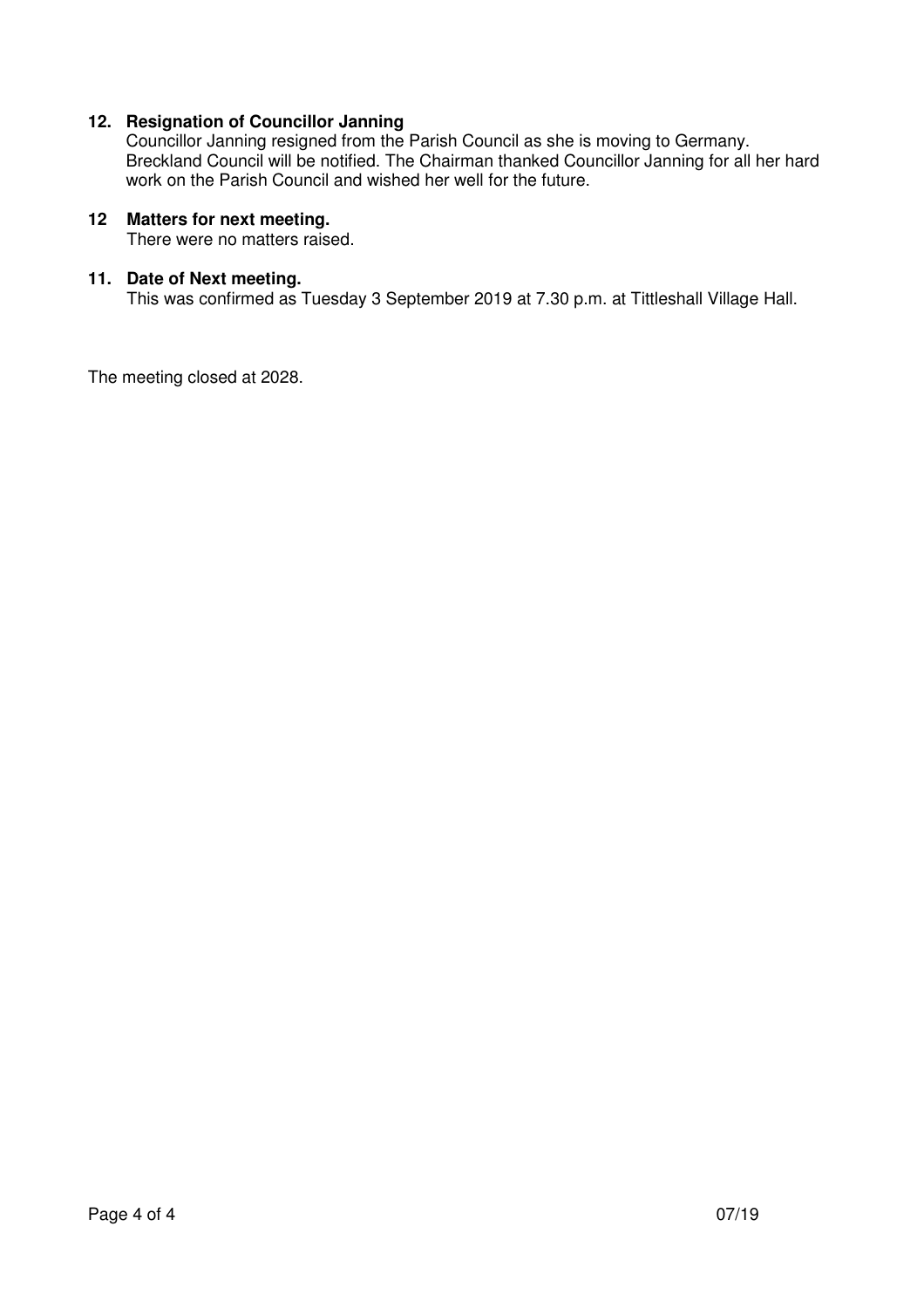**12. Resignation of Councillor Janning**

Councillor Janning resigned from the Parish Council as she is moving to Germany. Breckland Council will be notified. The Chairman thanked Councillor Janning for all her hard work on the Parish Council and wished her well for the future.

**12 Matters for next meeting.**

There were no matters raised.

**11. Date of Next meeting.**

This was confirmed as Tuesday 3 September 2019 at 7.30 p.m. at Tittleshall Village Hall.

The meeting closed at 2028.

07/19